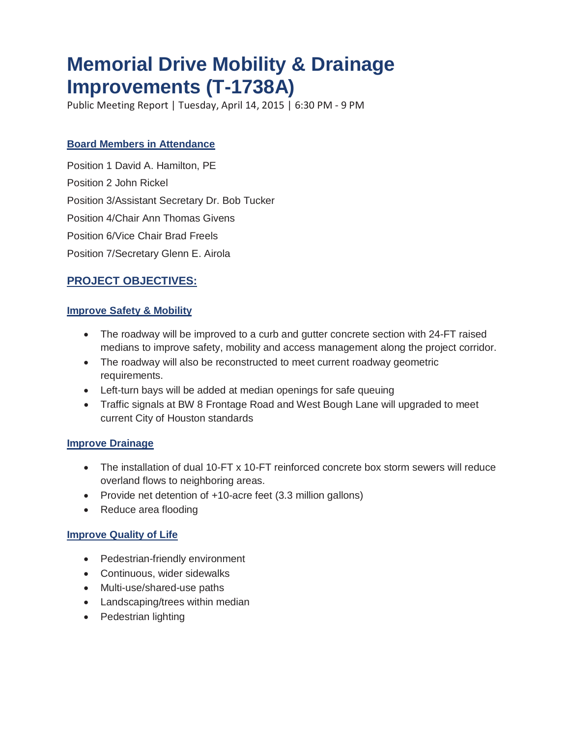# Memorial Drive Mobility & Drainage Improvements (T-1738A)

Public Meeting Report | Tuesday, April 14, 2015 | 6:30 PM - 9 PM

### Board Members in Attendance

Position 1 David A. Hamilton, PE

Position 2 John Rickel

Position 3/Assistant Secretary Dr. Bob Tucker

Position 4/Chair Ann Thomas Givens

Position 6/Vice Chair Brad Freels

Position 7/Secretary Glenn E. Airola

## PROJECT OBJECTIVES:

### Improve Safety & Mobility

- The roadway will be improved to a curb and gutter concrete section with 24-FT raised medians to improve safety, mobility and access management along the project corridor.
- The roadway will also be reconstructed to meet current roadway geometric requirements.
- Left-turn bays will be added at median openings for safe queuing
- Traffic signals at BW 8 Frontage Road and West Bough Lane will upgraded to meet current City of Houston standards

### Improve Drainage

- The installation of dual 10-FT x 10-FT reinforced concrete box storm sewers will reduce overland flows to neighboring areas.
- Provide net detention of +10-acre feet (3.3 million gallons)
- Reduce area flooding

### Improve Quality of Life

- Pedestrian-friendly environment
- Continuous, wider sidewalks
- Multi-use/shared-use paths
- Landscaping/trees within median
- Pedestrian lighting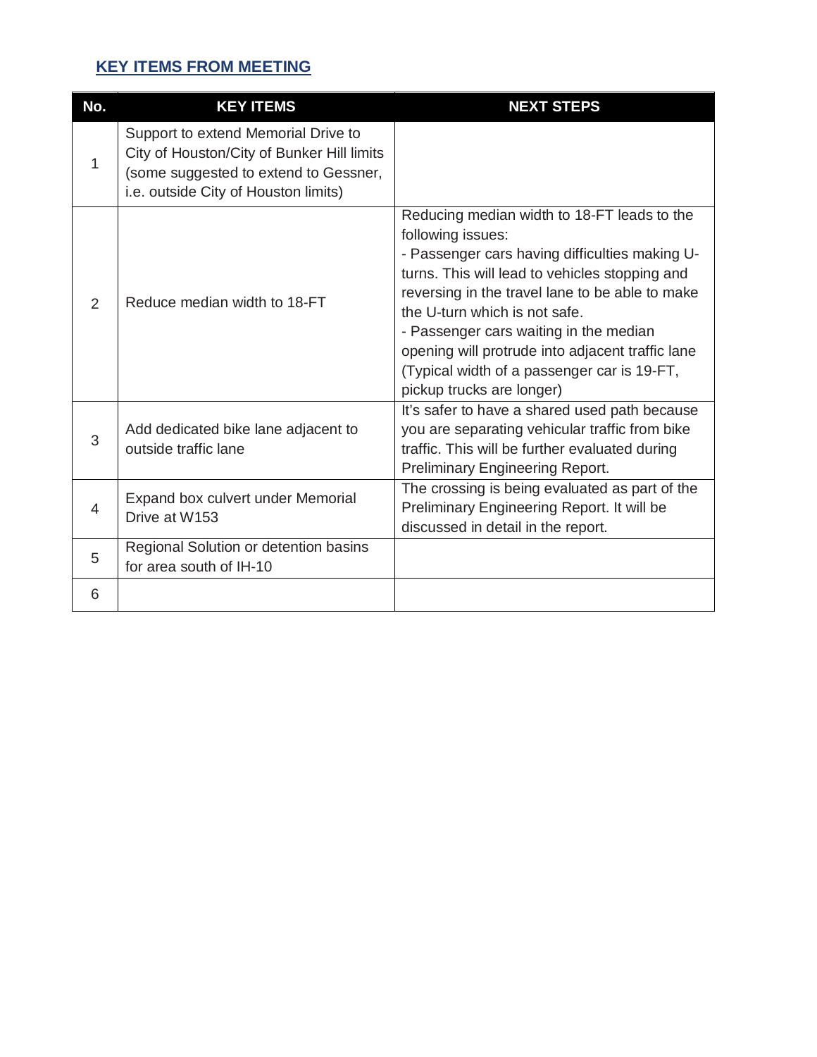## KEY ITEMS FROM MEETING

| No. | KEY ITEMS | NEXT STEPS |
| --- | --- | --- |
| 1 | Support to extend Memorial Drive to City of Houston/City of Bunker Hill limits (some suggested to extend to Gessner, i.e. outside City of Houston limits) | |
| 2 | Reduce median width to 18-FT | Reducing median width to 18-FT leads to the following issues:<br>- Passenger cars having difficulties making U-turns. This will lead to vehicles stopping and reversing in the travel lane to be able to make the U-turn which is not safe.<br>- Passenger cars waiting in the median opening will protrude into adjacent traffic lane (Typical width of a passenger car is 19-FT, pickup trucks are longer) |
| 3 | Add dedicated bike lane adjacent to outside traffic lane | It's safer to have a shared used path because you are separating vehicular traffic from bike traffic. This will be further evaluated during Preliminary Engineering Report. |
| 4 | Expand box culvert under Memorial Drive at W153 | The crossing is being evaluated as part of the Preliminary Engineering Report. It will be discussed in detail in the report. |
| 5 | Regional Solution or detention basins for area south of IH-10 | |
| 6 | | |